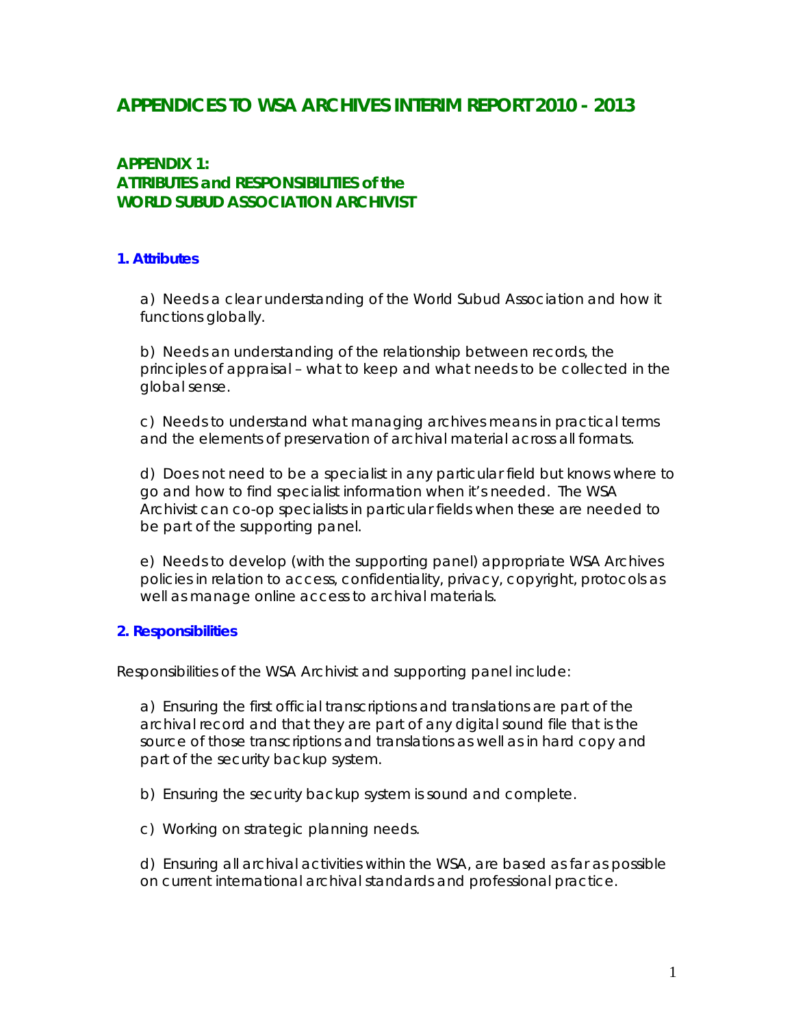# APPENDICES TO WSA ARCHIVES INTERIM REPORT 2010 - 2013

## APPENDIX 1:
## ATTRIBUTES and RESPONSIBILITIES of the WORLD SUBUD ASSOCIATION ARCHIVIST

### 1. Attributes

a) Needs a clear understanding of the World Subud Association and how it functions globally.

b) Needs an understanding of the relationship between records, the principles of appraisal – what to keep and what needs to be collected in the global sense.

c) Needs to understand what managing archives means in practical terms and the elements of preservation of archival material across all formats.

d) Does not need to be a specialist in any particular field but knows where to go and how to find specialist information when it's needed. The WSA Archivist can co-op specialists in particular fields when these are needed to be part of the supporting panel.

e) Needs to develop (with the supporting panel) appropriate WSA Archives policies in relation to access, confidentiality, privacy, copyright, protocols as well as manage online access to archival materials.

### 2. Responsibilities

Responsibilities of the WSA Archivist and supporting panel include:

a) Ensuring the first official transcriptions and translations are part of the archival record and that they are part of any digital sound file that is the source of those transcriptions and translations as well as in hard copy and part of the security backup system.

b) Ensuring the security backup system is sound and complete.

c) Working on strategic planning needs.

d) Ensuring all archival activities within the WSA, are based as far as possible on current international archival standards and professional practice.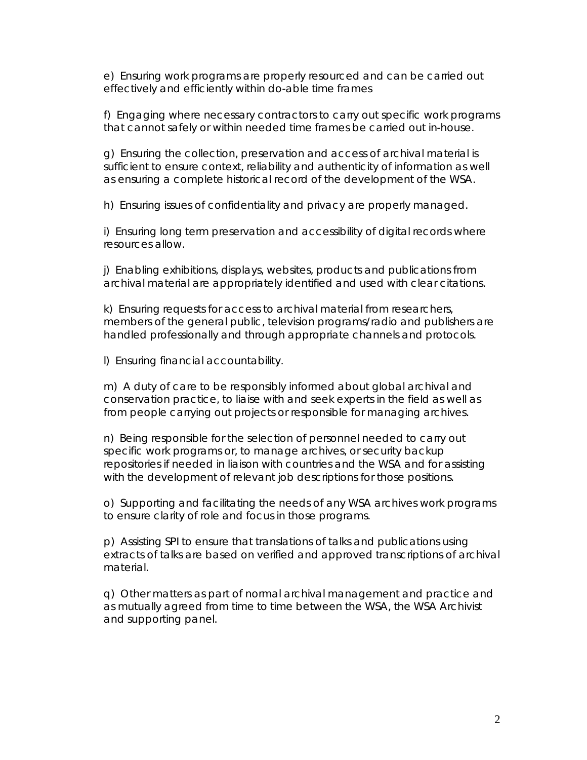e) Ensuring work programs are properly resourced and can be carried out effectively and efficiently within do-able time frames

f) Engaging where necessary contractors to carry out specific work programs that cannot safely or within needed time frames be carried out in-house.

g) Ensuring the collection, preservation and access of archival material is sufficient to ensure context, reliability and authenticity of information as well as ensuring a complete historical record of the development of the WSA.

h) Ensuring issues of confidentiality and privacy are properly managed.

i) Ensuring long term preservation and accessibility of digital records where resources allow.

j) Enabling exhibitions, displays, websites, products and publications from archival material are appropriately identified and used with clear citations.

k) Ensuring requests for access to archival material from researchers, members of the general public, television programs/radio and publishers are handled professionally and through appropriate channels and protocols.

l) Ensuring financial accountability.

m) A duty of care to be responsibly informed about global archival and conservation practice, to liaise with and seek experts in the field as well as from people carrying out projects or responsible for managing archives.

n) Being responsible for the selection of personnel needed to carry out specific work programs or, to manage archives, or security backup repositories if needed in liaison with countries and the WSA and for assisting with the development of relevant job descriptions for those positions.

o) Supporting and facilitating the needs of any WSA archives work programs to ensure clarity of role and focus in those programs.

p) Assisting SPI to ensure that translations of talks and publications using extracts of talks are based on verified and approved transcriptions of archival material.

q) Other matters as part of normal archival management and practice and as mutually agreed from time to time between the WSA, the WSA Archivist and supporting panel.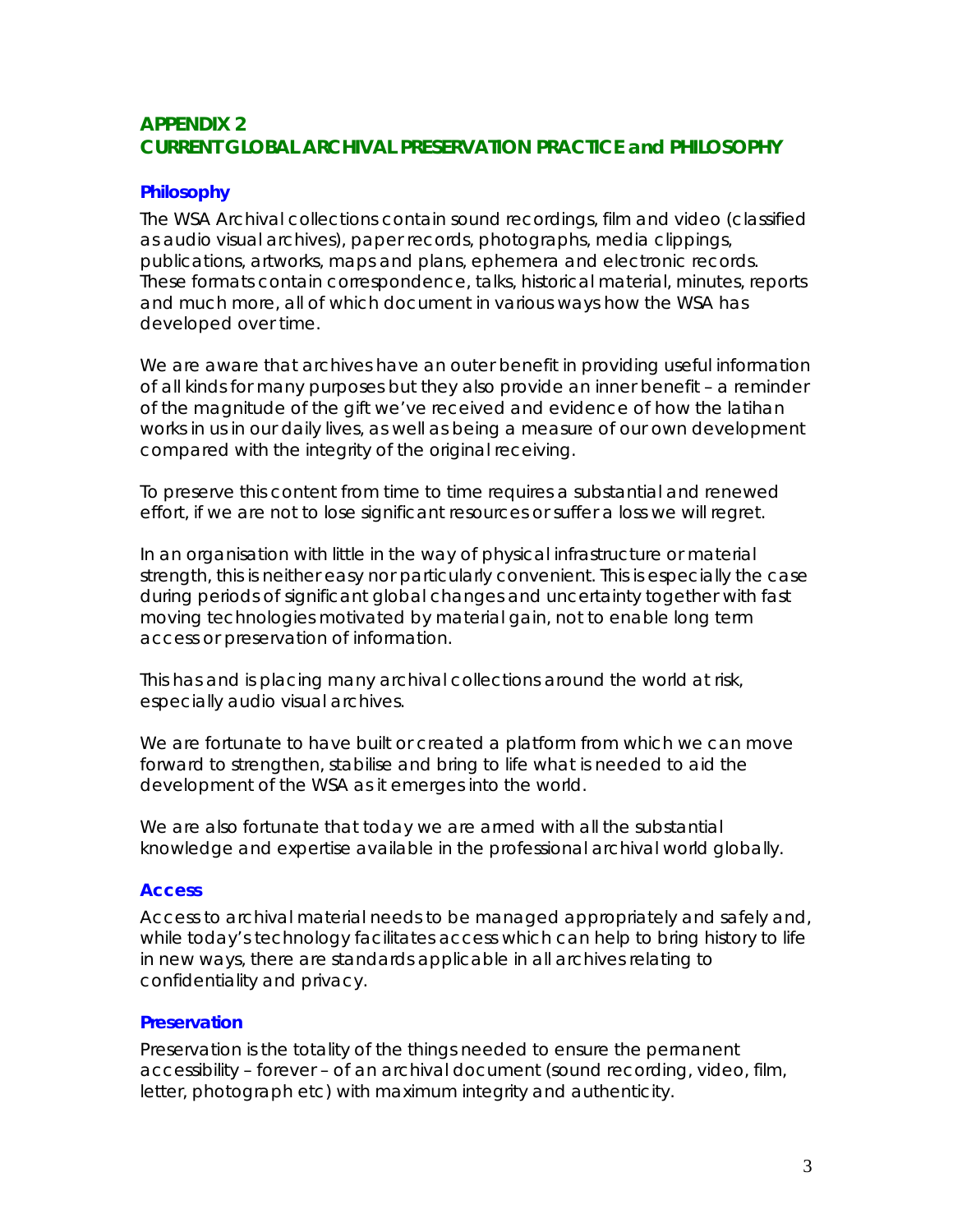## APPENDIX 2
## CURRENT GLOBAL ARCHIVAL PRESERVATION PRACTICE and PHILOSOPHY

### Philosophy

The WSA Archival collections contain sound recordings, film and video (classified as audio visual archives), paper records, photographs, media clippings, publications, artworks, maps and plans, ephemera and electronic records. These formats contain correspondence, talks, historical material, minutes, reports and much more, all of which document in various ways how the WSA has developed over time.

We are aware that archives have an outer benefit in providing useful information of all kinds for many purposes but they also provide an inner benefit – a reminder of the magnitude of the gift we've received and evidence of how the latihan works in us in our daily lives, as well as being a measure of our own development compared with the integrity of the original receiving.

To preserve this content from time to time requires a substantial and renewed effort, if we are not to lose significant resources or suffer a loss we will regret.

In an organisation with little in the way of physical infrastructure or material strength, this is neither easy nor particularly convenient. This is especially the case during periods of significant global changes and uncertainty together with fast moving technologies motivated by material gain, not to enable long term access or preservation of information.

This has and is placing many archival collections around the world at risk, especially audio visual archives.

We are fortunate to have built or created a platform from which we can move forward to strengthen, stabilise and bring to life what is needed to aid the development of the WSA as it emerges into the world.

We are also fortunate that today we are armed with all the substantial knowledge and expertise available in the professional archival world globally.

### Access

Access to archival material needs to be managed appropriately and safely and, while today's technology facilitates access which can help to bring history to life in new ways, there are standards applicable in all archives relating to confidentiality and privacy.

### Preservation

Preservation is the totality of the things needed to ensure the permanent accessibility – forever – of an archival document (sound recording, video, film, letter, photograph etc) with maximum integrity and authenticity.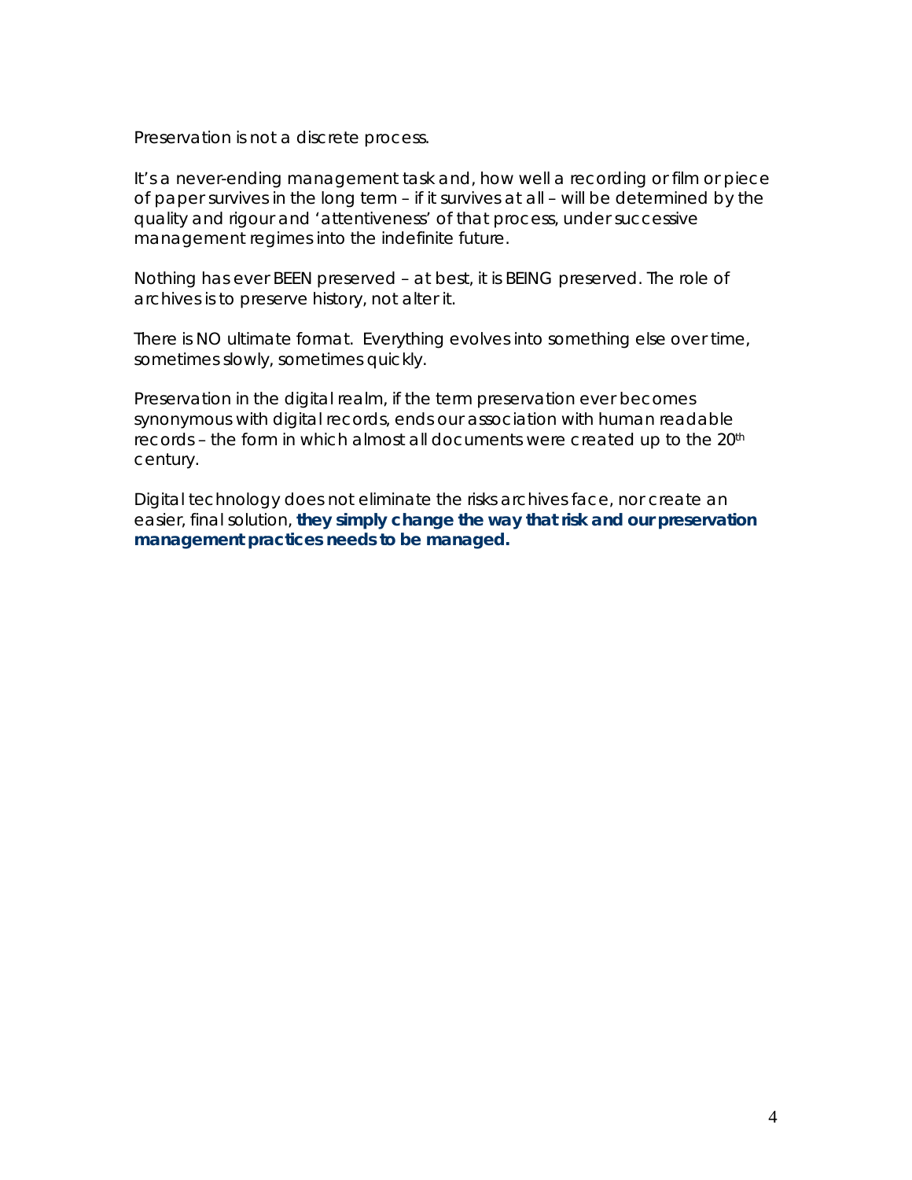Preservation is not a discrete process.

It's a never-ending management task and, how well a recording or film or piece of paper survives in the long term – if it survives at all – will be determined by the quality and rigour and 'attentiveness' of that process, under successive management regimes into the indefinite future.

Nothing has ever BEEN preserved – at best, it is BEING preserved. The role of archives is to preserve history, not alter it.

There is NO ultimate format. Everything evolves into something else over time, sometimes slowly, sometimes quickly.

Preservation in the digital realm, if the term preservation ever becomes synonymous with digital records, ends our association with human readable records – the form in which almost all documents were created up to the 20th century.

Digital technology does not eliminate the risks archives face, nor create an easier, final solution, **they simply change the way that risk and our preservation management practices needs to be managed.**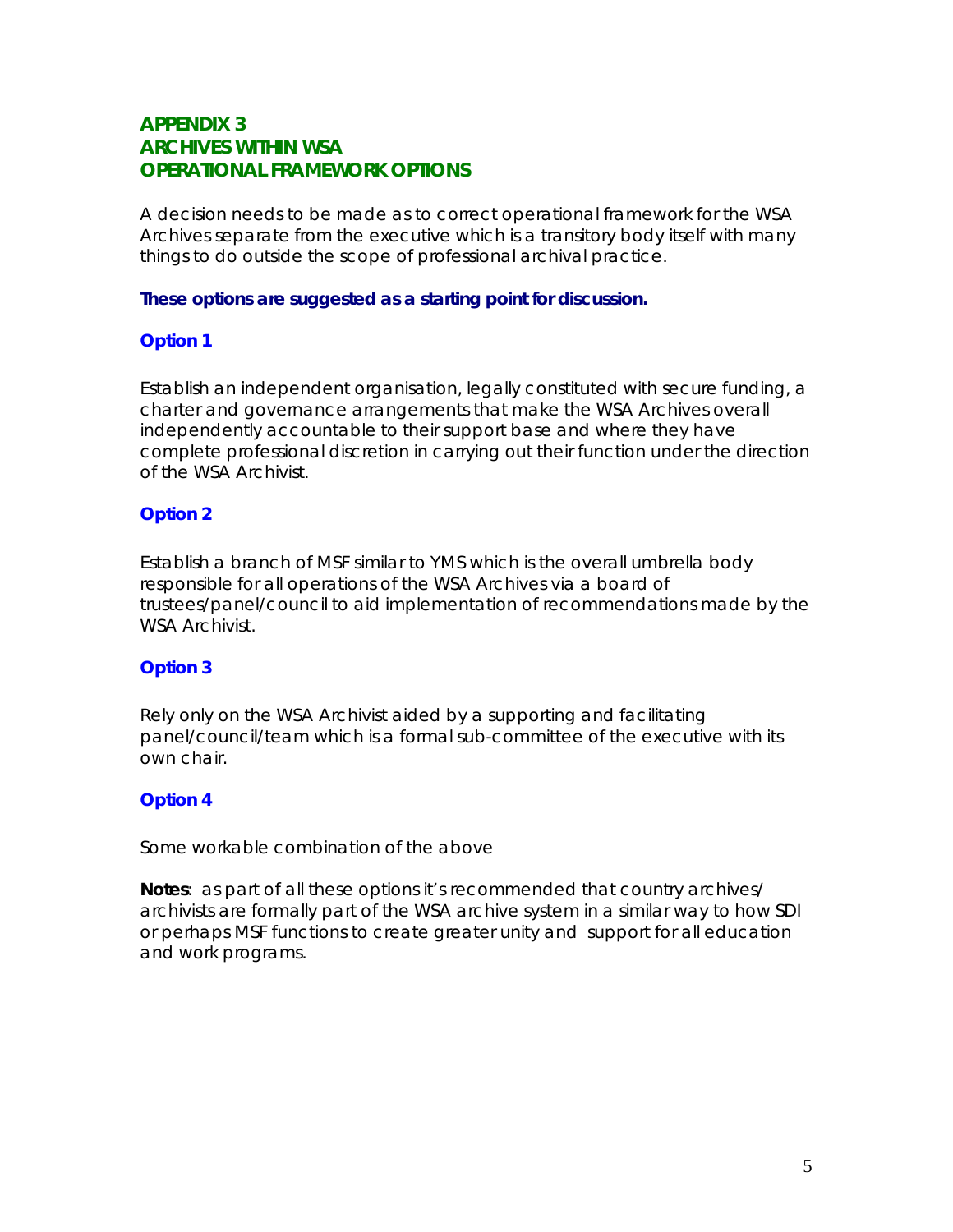## APPENDIX 3
## ARCHIVES WITHIN WSA
## OPERATIONAL FRAMEWORK OPTIONS

A decision needs to be made as to correct operational framework for the WSA Archives separate from the executive which is a transitory body itself with many things to do outside the scope of professional archival practice.

**These options are suggested as a starting point for discussion.**

### Option 1

Establish an independent organisation, legally constituted with secure funding, a charter and governance arrangements that make the WSA Archives overall independently accountable to their support base and where they have complete professional discretion in carrying out their function under the direction of the WSA Archivist.

### Option 2

Establish a branch of MSF similar to YMS which is the overall umbrella body responsible for all operations of the WSA Archives via a board of trustees/panel/council to aid implementation of recommendations made by the WSA Archivist.

### Option 3

Rely only on the WSA Archivist aided by a supporting and facilitating panel/council/team which is a formal sub-committee of the executive with its own chair.

### Option 4

Some workable combination of the above

**Notes**: as part of all these options it's recommended that country archives/ archivists are formally part of the WSA archive system in a similar way to how SDI or perhaps MSF functions to create greater unity and support for all education and work programs.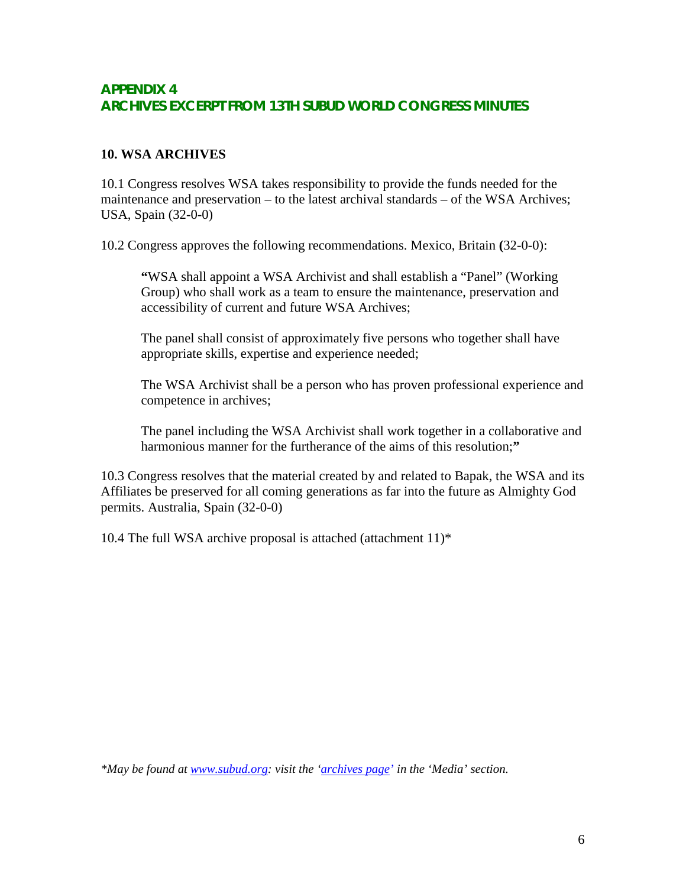## APPENDIX 4
## ARCHIVES EXCERPT FROM 13TH SUBUD WORLD CONGRESS MINUTES

### 10. WSA ARCHIVES

10.1 Congress resolves WSA takes responsibility to provide the funds needed for the maintenance and preservation – to the latest archival standards – of the WSA Archives; USA, Spain (32-0-0)

10.2 Congress approves the following recommendations. Mexico, Britain **(**32-0-0):

> **"**WSA shall appoint a WSA Archivist and shall establish a "Panel" (Working Group) who shall work as a team to ensure the maintenance, preservation and accessibility of current and future WSA Archives;
>
> The panel shall consist of approximately five persons who together shall have appropriate skills, expertise and experience needed;
>
> The WSA Archivist shall be a person who has proven professional experience and competence in archives;
>
> The panel including the WSA Archivist shall work together in a collaborative and harmonious manner for the furtherance of the aims of this resolution;**"**

10.3 Congress resolves that the material created by and related to Bapak, the WSA and its Affiliates be preserved for all coming generations as far into the future as Almighty God permits. Australia, Spain (32-0-0)

10.4 The full WSA archive proposal is attached (attachment 11)*

*\*May be found at www.subud.org: visit the 'archives page' in the 'Media' section.*